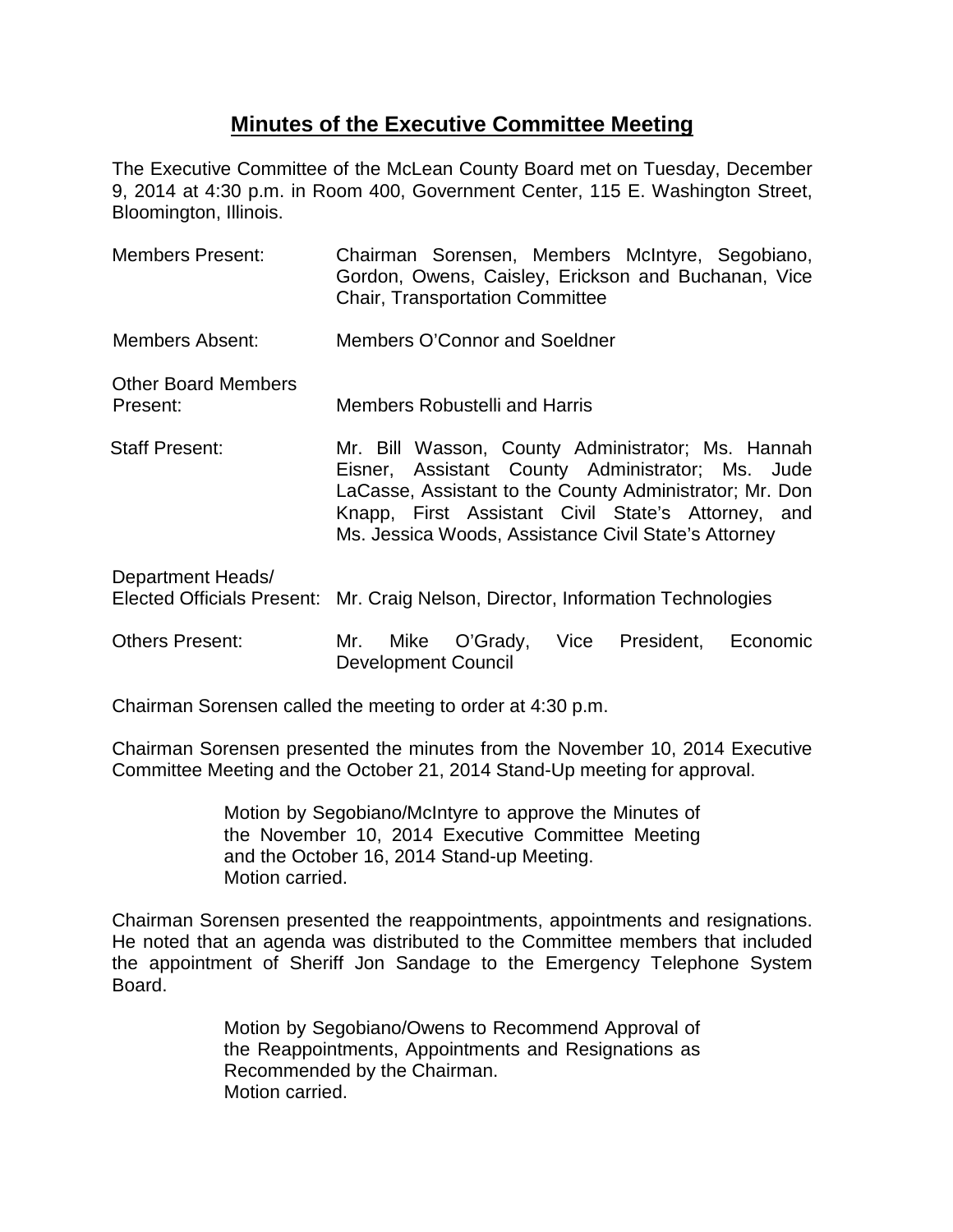# Minutes of the Executive Committee Meeting

The Executive Committee of the McLean County Board met on Tuesday, December 9, 2014 at 4:30 p.m. in Room 400, Government Center, 115 E. Washington Street, Bloomington, Illinois.

| | |
|---|---|
| Members Present: | Chairman Sorensen, Members McIntyre, Segobiano, Gordon, Owens, Caisley, Erickson and Buchanan, Vice Chair, Transportation Committee |
| Members Absent: | Members O'Connor and Soeldner |
| Other Board Members Present: | Members Robustelli and Harris |
| Staff Present: | Mr. Bill Wasson, County Administrator; Ms. Hannah Eisner, Assistant County Administrator; Ms. Jude LaCasse, Assistant to the County Administrator; Mr. Don Knapp, First Assistant Civil State's Attorney, and Ms. Jessica Woods, Assistance Civil State's Attorney |
| Department Heads/ Elected Officials Present: | Mr. Craig Nelson, Director, Information Technologies |
| Others Present: | Mr. Mike O'Grady, Vice President, Economic Development Council |

Chairman Sorensen called the meeting to order at 4:30 p.m.

Chairman Sorensen presented the minutes from the November 10, 2014 Executive Committee Meeting and the October 21, 2014 Stand-Up meeting for approval.

> Motion by Segobiano/McIntyre to approve the Minutes of the November 10, 2014 Executive Committee Meeting and the October 16, 2014 Stand-up Meeting.
> Motion carried.

Chairman Sorensen presented the reappointments, appointments and resignations. He noted that an agenda was distributed to the Committee members that included the appointment of Sheriff Jon Sandage to the Emergency Telephone System Board.

> Motion by Segobiano/Owens to Recommend Approval of the Reappointments, Appointments and Resignations as Recommended by the Chairman.
> Motion carried.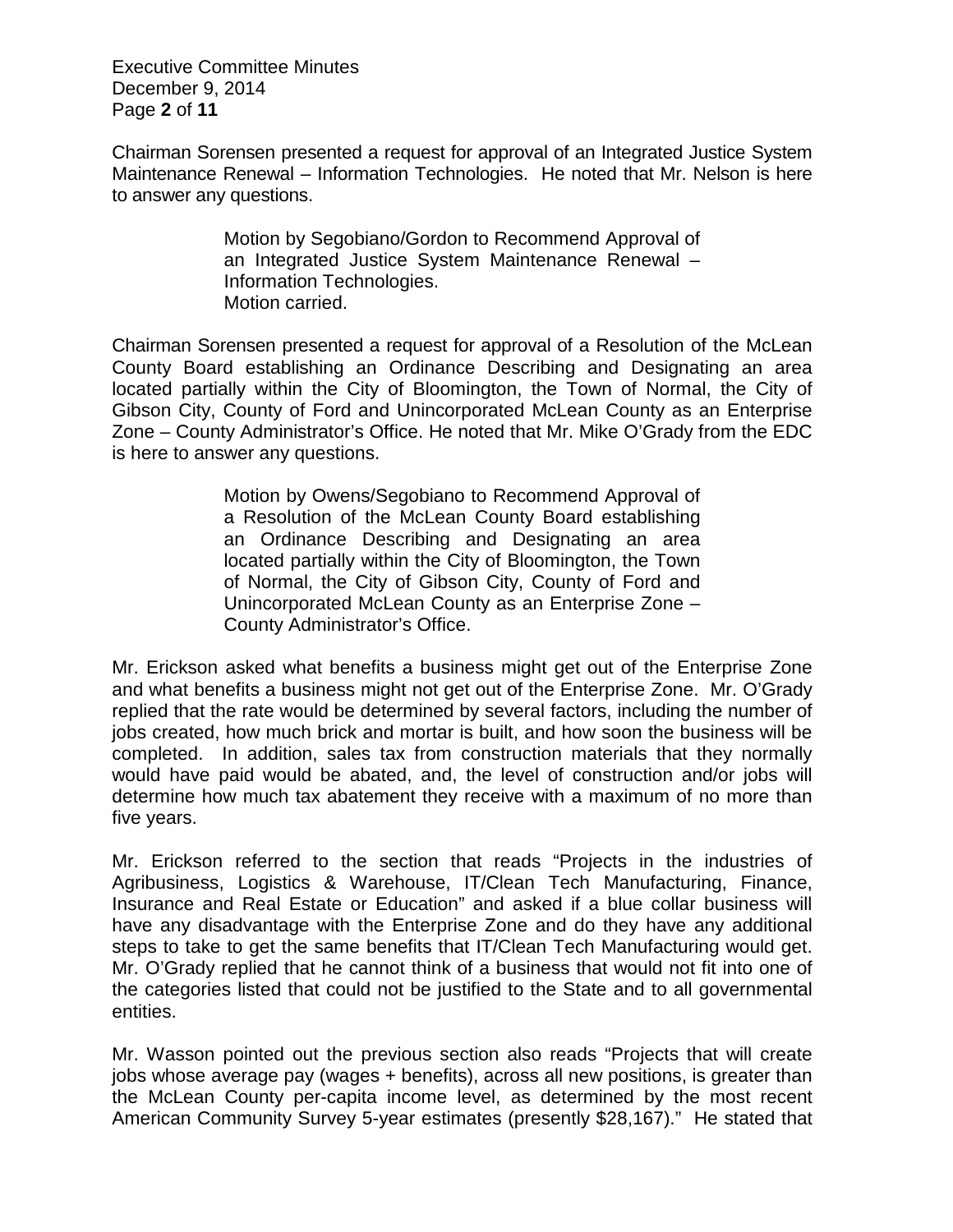Chairman Sorensen presented a request for approval of an Integrated Justice System Maintenance Renewal – Information Technologies. He noted that Mr. Nelson is here to answer any questions.

> Motion by Segobiano/Gordon to Recommend Approval of an Integrated Justice System Maintenance Renewal – Information Technologies.
> Motion carried.

Chairman Sorensen presented a request for approval of a Resolution of the McLean County Board establishing an Ordinance Describing and Designating an area located partially within the City of Bloomington, the Town of Normal, the City of Gibson City, County of Ford and Unincorporated McLean County as an Enterprise Zone – County Administrator's Office. He noted that Mr. Mike O'Grady from the EDC is here to answer any questions.

> Motion by Owens/Segobiano to Recommend Approval of a Resolution of the McLean County Board establishing an Ordinance Describing and Designating an area located partially within the City of Bloomington, the Town of Normal, the City of Gibson City, County of Ford and Unincorporated McLean County as an Enterprise Zone – County Administrator's Office.

Mr. Erickson asked what benefits a business might get out of the Enterprise Zone and what benefits a business might not get out of the Enterprise Zone. Mr. O'Grady replied that the rate would be determined by several factors, including the number of jobs created, how much brick and mortar is built, and how soon the business will be completed. In addition, sales tax from construction materials that they normally would have paid would be abated, and, the level of construction and/or jobs will determine how much tax abatement they receive with a maximum of no more than five years.

Mr. Erickson referred to the section that reads "Projects in the industries of Agribusiness, Logistics & Warehouse, IT/Clean Tech Manufacturing, Finance, Insurance and Real Estate or Education" and asked if a blue collar business will have any disadvantage with the Enterprise Zone and do they have any additional steps to take to get the same benefits that IT/Clean Tech Manufacturing would get. Mr. O'Grady replied that he cannot think of a business that would not fit into one of the categories listed that could not be justified to the State and to all governmental entities.

Mr. Wasson pointed out the previous section also reads "Projects that will create jobs whose average pay (wages + benefits), across all new positions, is greater than the McLean County per-capita income level, as determined by the most recent American Community Survey 5-year estimates (presently $28,167)." He stated that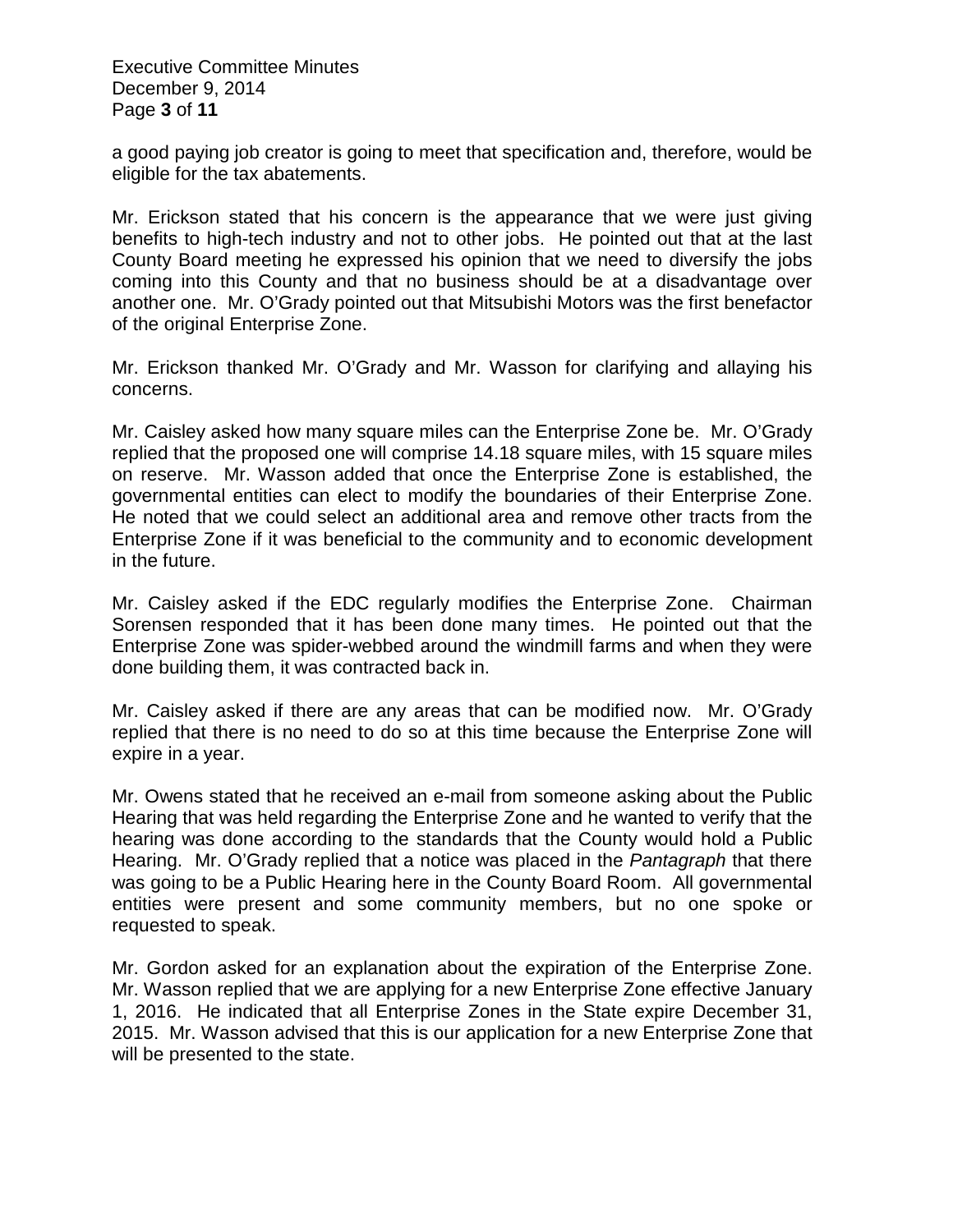a good paying job creator is going to meet that specification and, therefore, would be eligible for the tax abatements.

Mr. Erickson stated that his concern is the appearance that we were just giving benefits to high-tech industry and not to other jobs. He pointed out that at the last County Board meeting he expressed his opinion that we need to diversify the jobs coming into this County and that no business should be at a disadvantage over another one. Mr. O'Grady pointed out that Mitsubishi Motors was the first benefactor of the original Enterprise Zone.

Mr. Erickson thanked Mr. O'Grady and Mr. Wasson for clarifying and allaying his concerns.

Mr. Caisley asked how many square miles can the Enterprise Zone be. Mr. O'Grady replied that the proposed one will comprise 14.18 square miles, with 15 square miles on reserve. Mr. Wasson added that once the Enterprise Zone is established, the governmental entities can elect to modify the boundaries of their Enterprise Zone. He noted that we could select an additional area and remove other tracts from the Enterprise Zone if it was beneficial to the community and to economic development in the future.

Mr. Caisley asked if the EDC regularly modifies the Enterprise Zone. Chairman Sorensen responded that it has been done many times. He pointed out that the Enterprise Zone was spider-webbed around the windmill farms and when they were done building them, it was contracted back in.

Mr. Caisley asked if there are any areas that can be modified now. Mr. O'Grady replied that there is no need to do so at this time because the Enterprise Zone will expire in a year.

Mr. Owens stated that he received an e-mail from someone asking about the Public Hearing that was held regarding the Enterprise Zone and he wanted to verify that the hearing was done according to the standards that the County would hold a Public Hearing. Mr. O'Grady replied that a notice was placed in the *Pantagraph* that there was going to be a Public Hearing here in the County Board Room. All governmental entities were present and some community members, but no one spoke or requested to speak.

Mr. Gordon asked for an explanation about the expiration of the Enterprise Zone. Mr. Wasson replied that we are applying for a new Enterprise Zone effective January 1, 2016. He indicated that all Enterprise Zones in the State expire December 31, 2015. Mr. Wasson advised that this is our application for a new Enterprise Zone that will be presented to the state.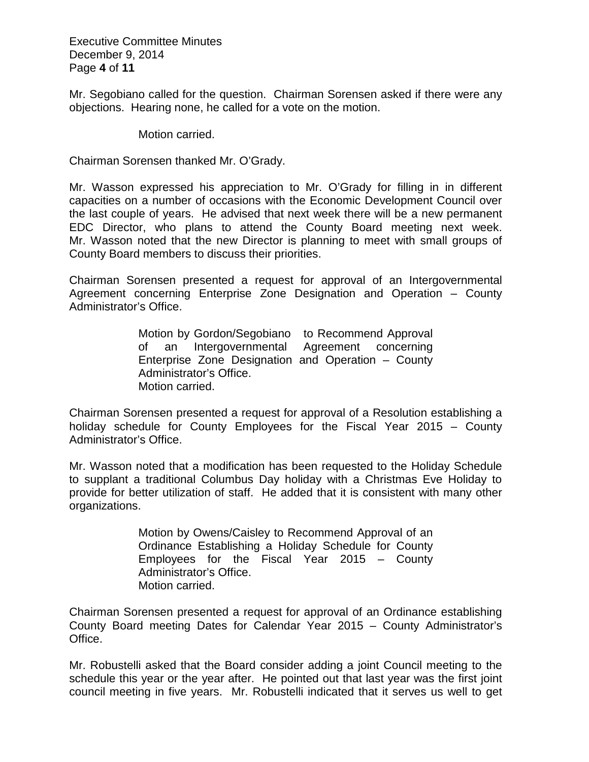Mr. Segobiano called for the question. Chairman Sorensen asked if there were any objections. Hearing none, he called for a vote on the motion.

Motion carried.

Chairman Sorensen thanked Mr. O'Grady.

Mr. Wasson expressed his appreciation to Mr. O'Grady for filling in in different capacities on a number of occasions with the Economic Development Council over the last couple of years. He advised that next week there will be a new permanent EDC Director, who plans to attend the County Board meeting next week. Mr. Wasson noted that the new Director is planning to meet with small groups of County Board members to discuss their priorities.

Chairman Sorensen presented a request for approval of an Intergovernmental Agreement concerning Enterprise Zone Designation and Operation – County Administrator's Office.

> Motion by Gordon/Segobiano to Recommend Approval of an Intergovernmental Agreement concerning Enterprise Zone Designation and Operation – County Administrator's Office.
> Motion carried.

Chairman Sorensen presented a request for approval of a Resolution establishing a holiday schedule for County Employees for the Fiscal Year 2015 – County Administrator's Office.

Mr. Wasson noted that a modification has been requested to the Holiday Schedule to supplant a traditional Columbus Day holiday with a Christmas Eve Holiday to provide for better utilization of staff. He added that it is consistent with many other organizations.

> Motion by Owens/Caisley to Recommend Approval of an Ordinance Establishing a Holiday Schedule for County Employees for the Fiscal Year 2015 – County Administrator's Office.
> Motion carried.

Chairman Sorensen presented a request for approval of an Ordinance establishing County Board meeting Dates for Calendar Year 2015 – County Administrator's Office.

Mr. Robustelli asked that the Board consider adding a joint Council meeting to the schedule this year or the year after. He pointed out that last year was the first joint council meeting in five years. Mr. Robustelli indicated that it serves us well to get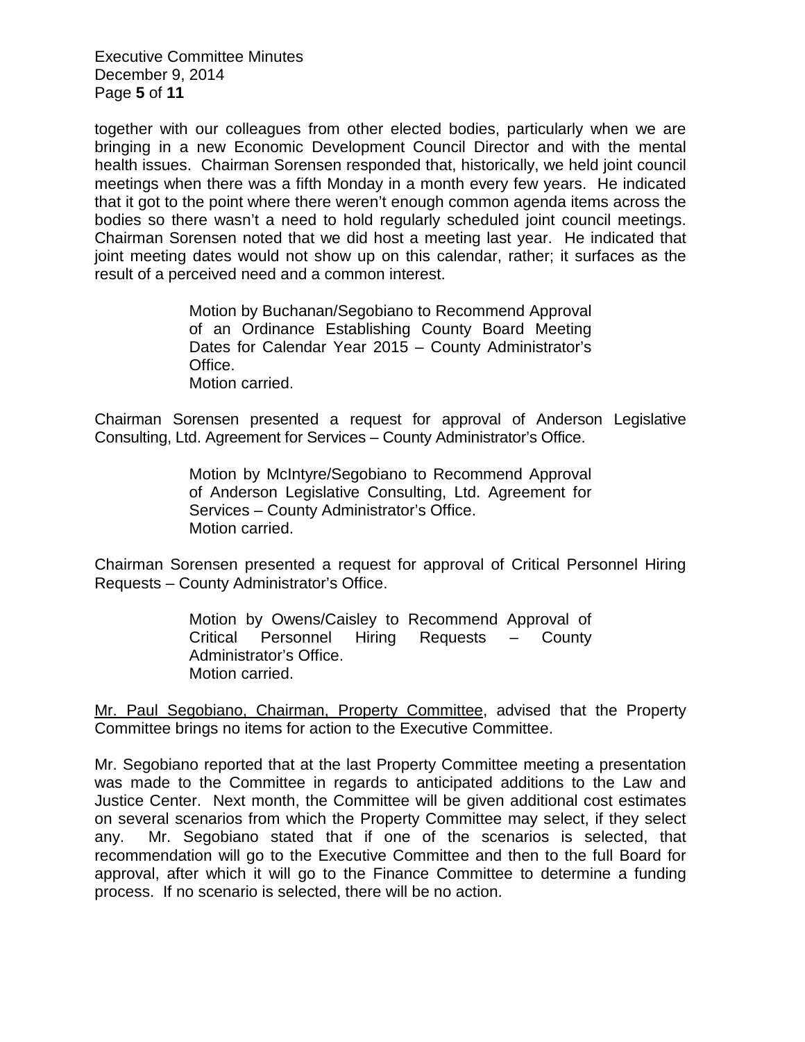together with our colleagues from other elected bodies, particularly when we are bringing in a new Economic Development Council Director and with the mental health issues. Chairman Sorensen responded that, historically, we held joint council meetings when there was a fifth Monday in a month every few years. He indicated that it got to the point where there weren't enough common agenda items across the bodies so there wasn't a need to hold regularly scheduled joint council meetings. Chairman Sorensen noted that we did host a meeting last year. He indicated that joint meeting dates would not show up on this calendar, rather; it surfaces as the result of a perceived need and a common interest.

> Motion by Buchanan/Segobiano to Recommend Approval of an Ordinance Establishing County Board Meeting Dates for Calendar Year 2015 – County Administrator's Office.
> Motion carried.

Chairman Sorensen presented a request for approval of Anderson Legislative Consulting, Ltd. Agreement for Services – County Administrator's Office.

> Motion by McIntyre/Segobiano to Recommend Approval of Anderson Legislative Consulting, Ltd. Agreement for Services – County Administrator's Office.
> Motion carried.

Chairman Sorensen presented a request for approval of Critical Personnel Hiring Requests – County Administrator's Office.

> Motion by Owens/Caisley to Recommend Approval of Critical Personnel Hiring Requests – County Administrator's Office.
> Motion carried.

<u>Mr. Paul Segobiano, Chairman, Property Committee</u>, advised that the Property Committee brings no items for action to the Executive Committee.

Mr. Segobiano reported that at the last Property Committee meeting a presentation was made to the Committee in regards to anticipated additions to the Law and Justice Center. Next month, the Committee will be given additional cost estimates on several scenarios from which the Property Committee may select, if they select any. Mr. Segobiano stated that if one of the scenarios is selected, that recommendation will go to the Executive Committee and then to the full Board for approval, after which it will go to the Finance Committee to determine a funding process. If no scenario is selected, there will be no action.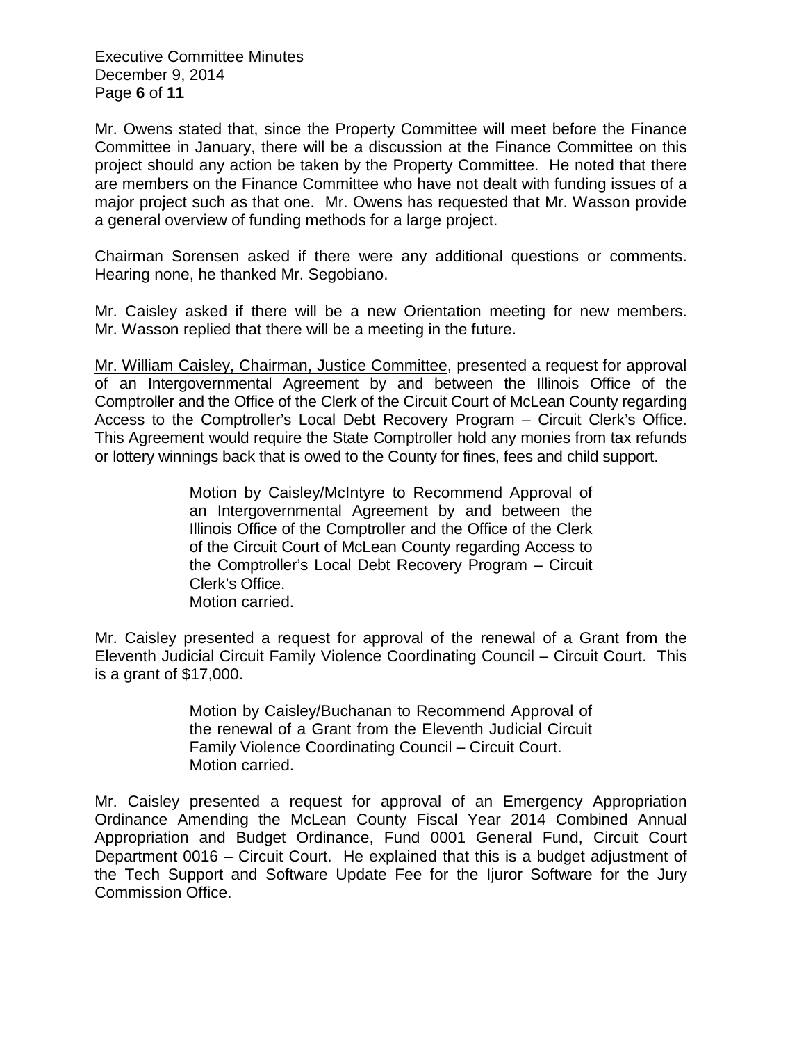Mr. Owens stated that, since the Property Committee will meet before the Finance Committee in January, there will be a discussion at the Finance Committee on this project should any action be taken by the Property Committee. He noted that there are members on the Finance Committee who have not dealt with funding issues of a major project such as that one. Mr. Owens has requested that Mr. Wasson provide a general overview of funding methods for a large project.

Chairman Sorensen asked if there were any additional questions or comments. Hearing none, he thanked Mr. Segobiano.

Mr. Caisley asked if there will be a new Orientation meeting for new members. Mr. Wasson replied that there will be a meeting in the future.

<u>Mr. William Caisley, Chairman, Justice Committee</u>, presented a request for approval of an Intergovernmental Agreement by and between the Illinois Office of the Comptroller and the Office of the Clerk of the Circuit Court of McLean County regarding Access to the Comptroller's Local Debt Recovery Program – Circuit Clerk's Office. This Agreement would require the State Comptroller hold any monies from tax refunds or lottery winnings back that is owed to the County for fines, fees and child support.

> Motion by Caisley/McIntyre to Recommend Approval of an Intergovernmental Agreement by and between the Illinois Office of the Comptroller and the Office of the Clerk of the Circuit Court of McLean County regarding Access to the Comptroller's Local Debt Recovery Program – Circuit Clerk's Office.
> Motion carried.

Mr. Caisley presented a request for approval of the renewal of a Grant from the Eleventh Judicial Circuit Family Violence Coordinating Council – Circuit Court. This is a grant of $17,000.

> Motion by Caisley/Buchanan to Recommend Approval of the renewal of a Grant from the Eleventh Judicial Circuit Family Violence Coordinating Council – Circuit Court.
> Motion carried.

Mr. Caisley presented a request for approval of an Emergency Appropriation Ordinance Amending the McLean County Fiscal Year 2014 Combined Annual Appropriation and Budget Ordinance, Fund 0001 General Fund, Circuit Court Department 0016 – Circuit Court. He explained that this is a budget adjustment of the Tech Support and Software Update Fee for the Ijuror Software for the Jury Commission Office.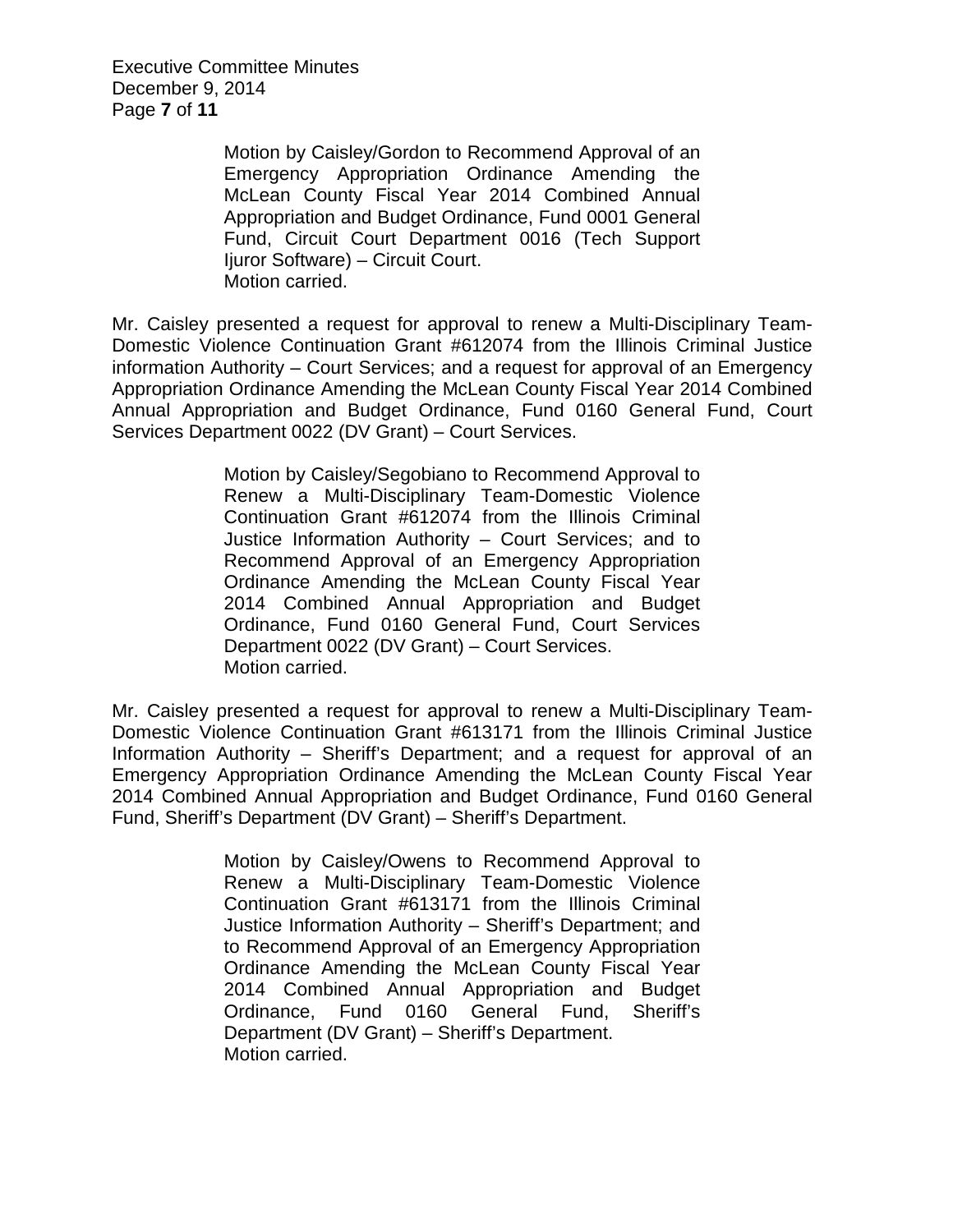Motion by Caisley/Gordon to Recommend Approval of an Emergency Appropriation Ordinance Amending the McLean County Fiscal Year 2014 Combined Annual Appropriation and Budget Ordinance, Fund 0001 General Fund, Circuit Court Department 0016 (Tech Support Ijuror Software) – Circuit Court.
Motion carried.

Mr. Caisley presented a request for approval to renew a Multi-Disciplinary Team-Domestic Violence Continuation Grant #612074 from the Illinois Criminal Justice information Authority – Court Services; and a request for approval of an Emergency Appropriation Ordinance Amending the McLean County Fiscal Year 2014 Combined Annual Appropriation and Budget Ordinance, Fund 0160 General Fund, Court Services Department 0022 (DV Grant) – Court Services.

Motion by Caisley/Segobiano to Recommend Approval to Renew a Multi-Disciplinary Team-Domestic Violence Continuation Grant #612074 from the Illinois Criminal Justice Information Authority – Court Services; and to Recommend Approval of an Emergency Appropriation Ordinance Amending the McLean County Fiscal Year 2014 Combined Annual Appropriation and Budget Ordinance, Fund 0160 General Fund, Court Services Department 0022 (DV Grant) – Court Services.
Motion carried.

Mr. Caisley presented a request for approval to renew a Multi-Disciplinary Team-Domestic Violence Continuation Grant #613171 from the Illinois Criminal Justice Information Authority – Sheriff's Department; and a request for approval of an Emergency Appropriation Ordinance Amending the McLean County Fiscal Year 2014 Combined Annual Appropriation and Budget Ordinance, Fund 0160 General Fund, Sheriff's Department (DV Grant) – Sheriff's Department.

Motion by Caisley/Owens to Recommend Approval to Renew a Multi-Disciplinary Team-Domestic Violence Continuation Grant #613171 from the Illinois Criminal Justice Information Authority – Sheriff's Department; and to Recommend Approval of an Emergency Appropriation Ordinance Amending the McLean County Fiscal Year 2014 Combined Annual Appropriation and Budget Ordinance, Fund 0160 General Fund, Sheriff's Department (DV Grant) – Sheriff's Department.
Motion carried.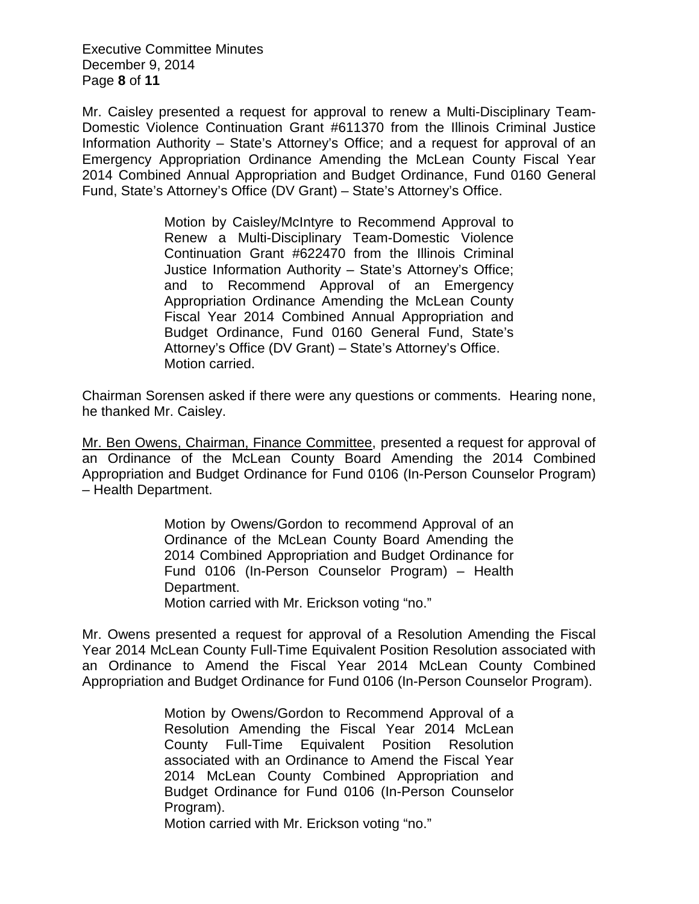Mr. Caisley presented a request for approval to renew a Multi-Disciplinary Team-Domestic Violence Continuation Grant #611370 from the Illinois Criminal Justice Information Authority – State's Attorney's Office; and a request for approval of an Emergency Appropriation Ordinance Amending the McLean County Fiscal Year 2014 Combined Annual Appropriation and Budget Ordinance, Fund 0160 General Fund, State's Attorney's Office (DV Grant) – State's Attorney's Office.

> Motion by Caisley/McIntyre to Recommend Approval to Renew a Multi-Disciplinary Team-Domestic Violence Continuation Grant #622470 from the Illinois Criminal Justice Information Authority – State's Attorney's Office; and to Recommend Approval of an Emergency Appropriation Ordinance Amending the McLean County Fiscal Year 2014 Combined Annual Appropriation and Budget Ordinance, Fund 0160 General Fund, State's Attorney's Office (DV Grant) – State's Attorney's Office.
> Motion carried.

Chairman Sorensen asked if there were any questions or comments. Hearing none, he thanked Mr. Caisley.

<u>Mr. Ben Owens, Chairman, Finance Committee</u>, presented a request for approval of an Ordinance of the McLean County Board Amending the 2014 Combined Appropriation and Budget Ordinance for Fund 0106 (In-Person Counselor Program) – Health Department.

> Motion by Owens/Gordon to recommend Approval of an Ordinance of the McLean County Board Amending the 2014 Combined Appropriation and Budget Ordinance for Fund 0106 (In-Person Counselor Program) – Health Department.
> Motion carried with Mr. Erickson voting "no."

Mr. Owens presented a request for approval of a Resolution Amending the Fiscal Year 2014 McLean County Full-Time Equivalent Position Resolution associated with an Ordinance to Amend the Fiscal Year 2014 McLean County Combined Appropriation and Budget Ordinance for Fund 0106 (In-Person Counselor Program).

> Motion by Owens/Gordon to Recommend Approval of a Resolution Amending the Fiscal Year 2014 McLean County Full-Time Equivalent Position Resolution associated with an Ordinance to Amend the Fiscal Year 2014 McLean County Combined Appropriation and Budget Ordinance for Fund 0106 (In-Person Counselor Program).
> Motion carried with Mr. Erickson voting "no."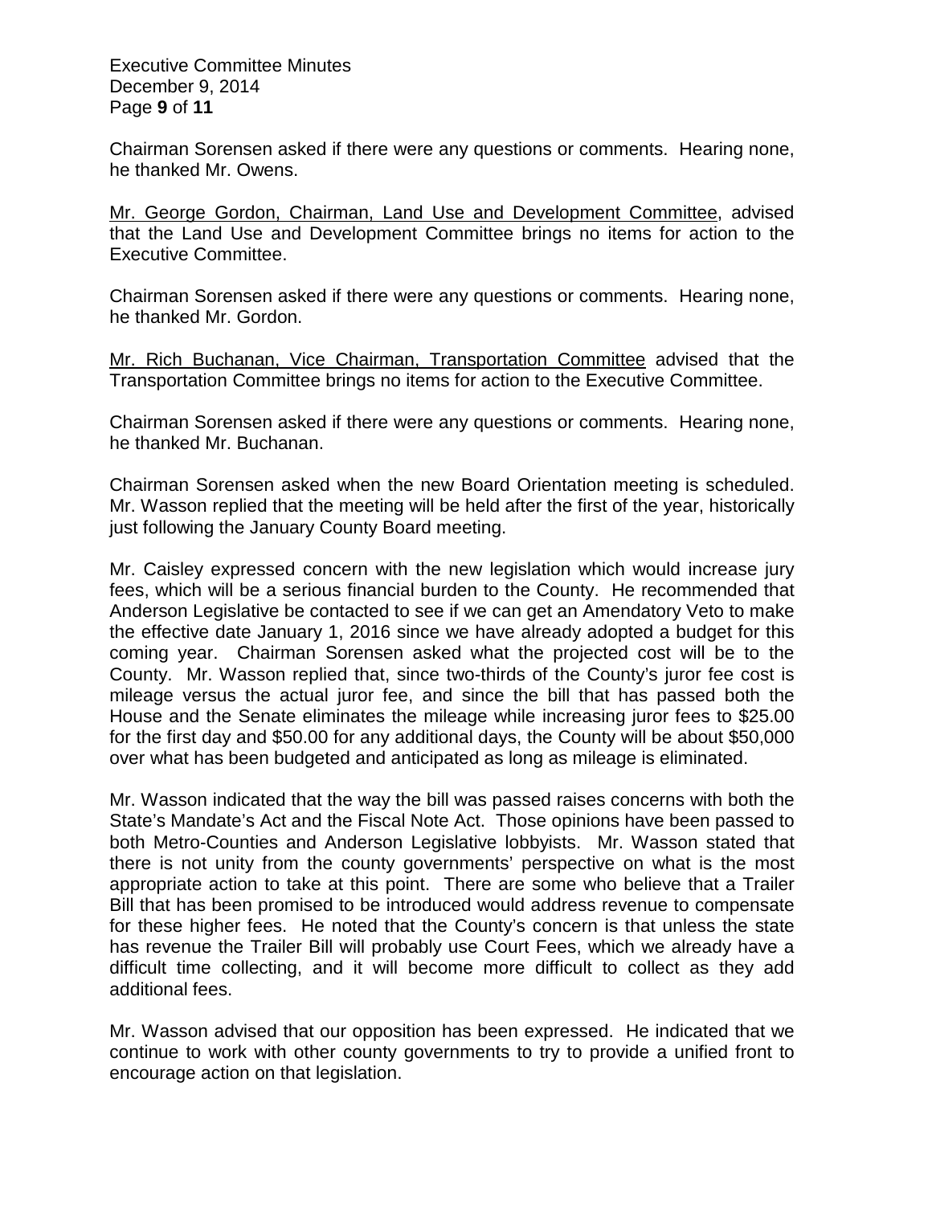Chairman Sorensen asked if there were any questions or comments. Hearing none, he thanked Mr. Owens.

<u>Mr. George Gordon, Chairman, Land Use and Development Committee</u>, advised that the Land Use and Development Committee brings no items for action to the Executive Committee.

Chairman Sorensen asked if there were any questions or comments. Hearing none, he thanked Mr. Gordon.

<u>Mr. Rich Buchanan, Vice Chairman, Transportation Committee</u> advised that the Transportation Committee brings no items for action to the Executive Committee.

Chairman Sorensen asked if there were any questions or comments. Hearing none, he thanked Mr. Buchanan.

Chairman Sorensen asked when the new Board Orientation meeting is scheduled. Mr. Wasson replied that the meeting will be held after the first of the year, historically just following the January County Board meeting.

Mr. Caisley expressed concern with the new legislation which would increase jury fees, which will be a serious financial burden to the County. He recommended that Anderson Legislative be contacted to see if we can get an Amendatory Veto to make the effective date January 1, 2016 since we have already adopted a budget for this coming year. Chairman Sorensen asked what the projected cost will be to the County. Mr. Wasson replied that, since two-thirds of the County's juror fee cost is mileage versus the actual juror fee, and since the bill that has passed both the House and the Senate eliminates the mileage while increasing juror fees to $25.00 for the first day and $50.00 for any additional days, the County will be about $50,000 over what has been budgeted and anticipated as long as mileage is eliminated.

Mr. Wasson indicated that the way the bill was passed raises concerns with both the State's Mandate's Act and the Fiscal Note Act. Those opinions have been passed to both Metro-Counties and Anderson Legislative lobbyists. Mr. Wasson stated that there is not unity from the county governments' perspective on what is the most appropriate action to take at this point. There are some who believe that a Trailer Bill that has been promised to be introduced would address revenue to compensate for these higher fees. He noted that the County's concern is that unless the state has revenue the Trailer Bill will probably use Court Fees, which we already have a difficult time collecting, and it will become more difficult to collect as they add additional fees.

Mr. Wasson advised that our opposition has been expressed. He indicated that we continue to work with other county governments to try to provide a unified front to encourage action on that legislation.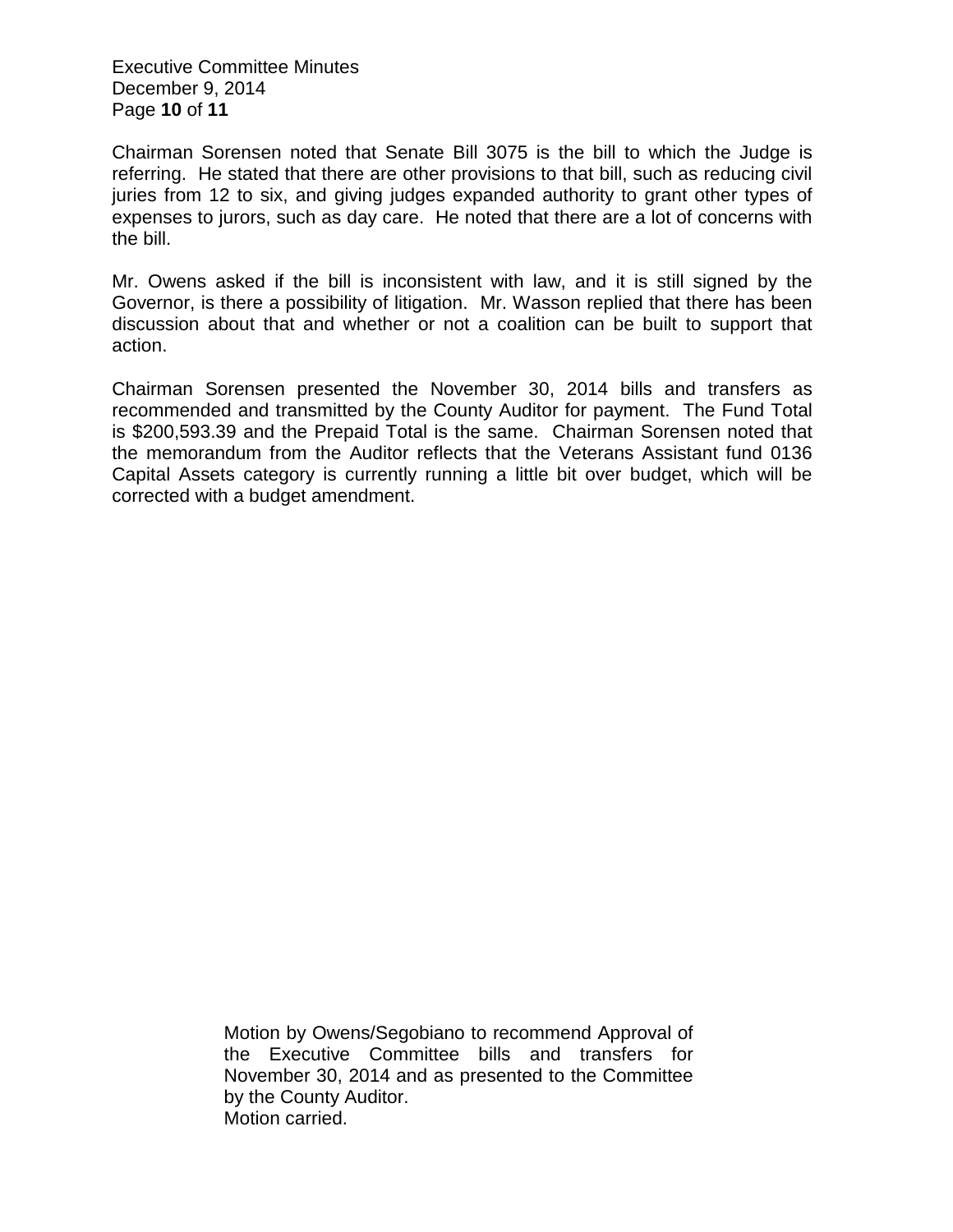Chairman Sorensen noted that Senate Bill 3075 is the bill to which the Judge is referring. He stated that there are other provisions to that bill, such as reducing civil juries from 12 to six, and giving judges expanded authority to grant other types of expenses to jurors, such as day care. He noted that there are a lot of concerns with the bill.

Mr. Owens asked if the bill is inconsistent with law, and it is still signed by the Governor, is there a possibility of litigation. Mr. Wasson replied that there has been discussion about that and whether or not a coalition can be built to support that action.

Chairman Sorensen presented the November 30, 2014 bills and transfers as recommended and transmitted by the County Auditor for payment. The Fund Total is $200,593.39 and the Prepaid Total is the same. Chairman Sorensen noted that the memorandum from the Auditor reflects that the Veterans Assistant fund 0136 Capital Assets category is currently running a little bit over budget, which will be corrected with a budget amendment.

> Motion by Owens/Segobiano to recommend Approval of the Executive Committee bills and transfers for November 30, 2014 and as presented to the Committee by the County Auditor.
> Motion carried.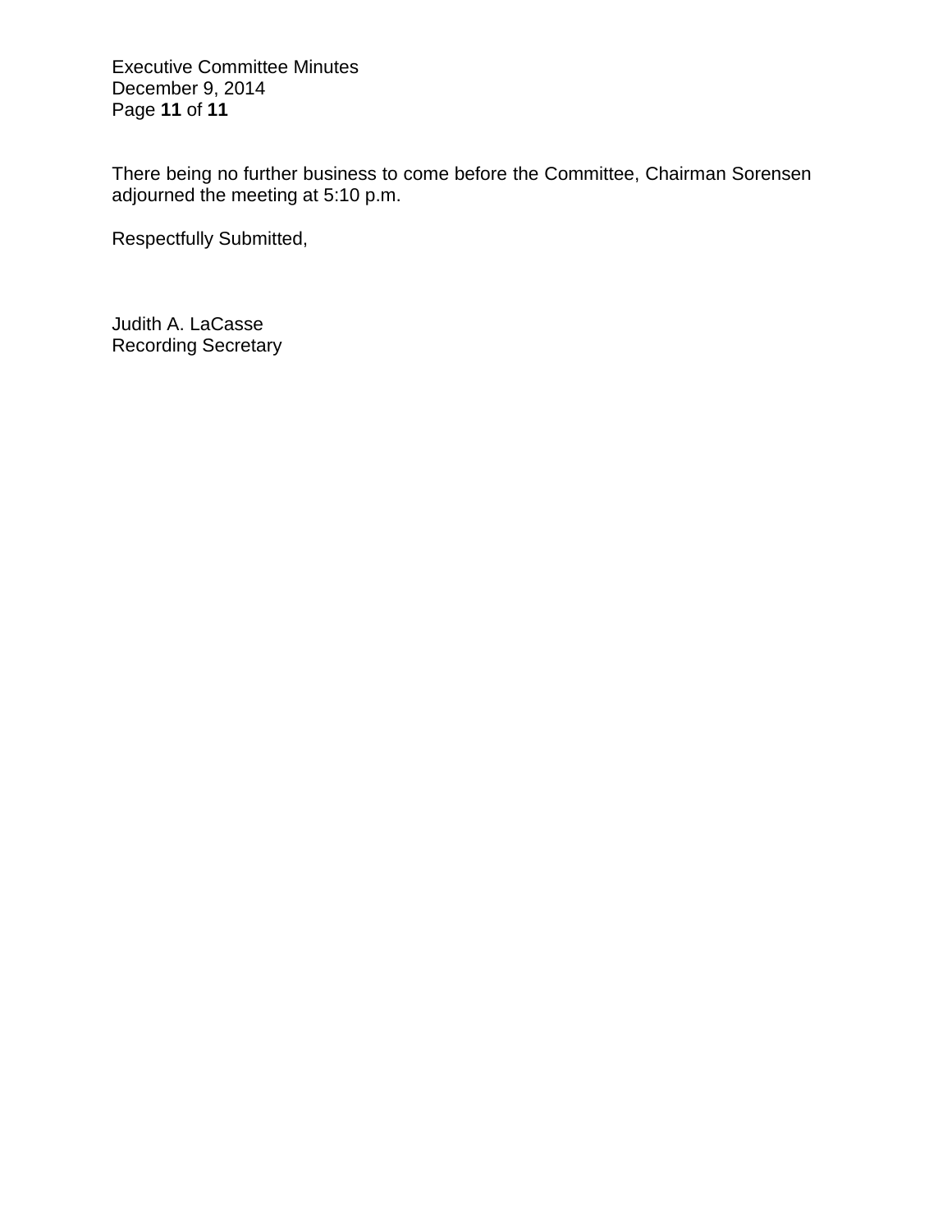There being no further business to come before the Committee, Chairman Sorensen adjourned the meeting at 5:10 p.m.

Respectfully Submitted,

Judith A. LaCasse
Recording Secretary